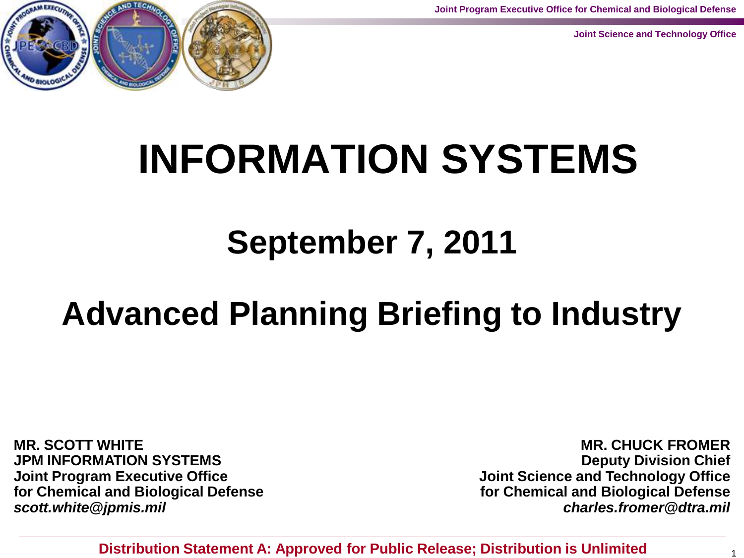# INFORMATION SYSTEMS

## September 7, 2011

## Advanced Planning Briefing to Industry

**MR. SCOTT WHITE**
**JPM INFORMATION SYSTEMS**
**Joint Program Executive Office**
**for Chemical and Biological Defense**
***scott.white@jpmis.mil***

**MR. CHUCK FROMER**
**Deputy Division Chief**
**Joint Science and Technology Office**
**for Chemical and Biological Defense**
***charles.fromer@dtra.mil***

**Distribution Statement A: Approved for Public Release; Distribution is Unlimited**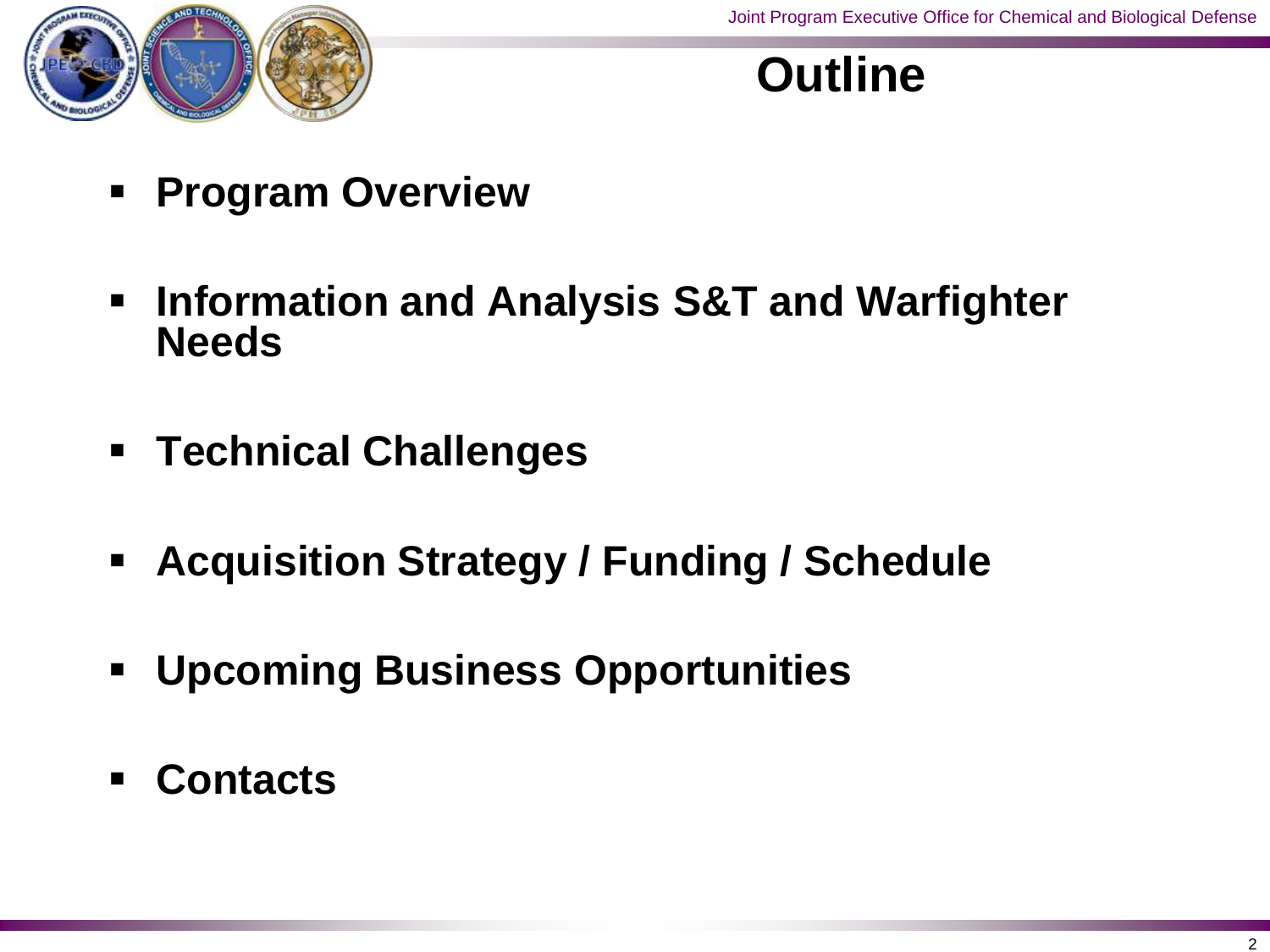# Outline

- **Program Overview**
- **Information and Analysis S&T and Warfighter Needs**
- **Technical Challenges**
- **Acquisition Strategy / Funding / Schedule**
- **Upcoming Business Opportunities**
- **Contacts**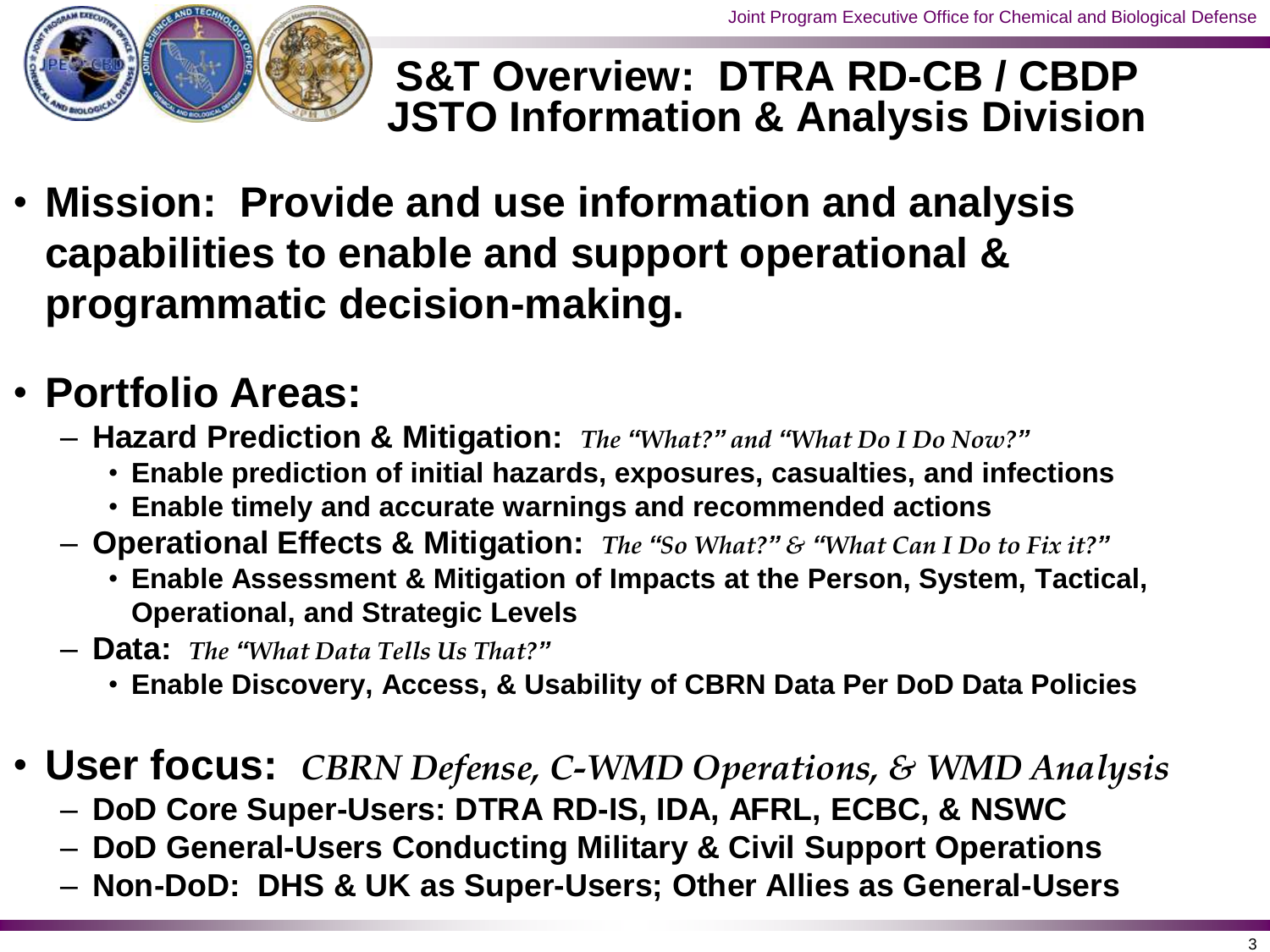# S&T Overview: DTRA RD-CB / CBDP JSTO Information & Analysis Division

- **Mission: Provide and use information and analysis capabilities to enable and support operational & programmatic decision-making.**

- **Portfolio Areas:**
  - **Hazard Prediction & Mitigation:** *The "What?" and "What Do I Do Now?"*
    - **Enable prediction of initial hazards, exposures, casualties, and infections**
    - **Enable timely and accurate warnings and recommended actions**
  - **Operational Effects & Mitigation:** *The "So What?" & "What Can I Do to Fix it?"*
    - **Enable Assessment & Mitigation of Impacts at the Person, System, Tactical, Operational, and Strategic Levels**
  - **Data:** *The "What Data Tells Us That?"*
    - **Enable Discovery, Access, & Usability of CBRN Data Per DoD Data Policies**

- **User focus:** *CBRN Defense, C-WMD Operations, & WMD Analysis*
  - **DoD Core Super-Users: DTRA RD-IS, IDA, AFRL, ECBC, & NSWC**
  - **DoD General-Users Conducting Military & Civil Support Operations**
  - **Non-DoD: DHS & UK as Super-Users; Other Allies as General-Users**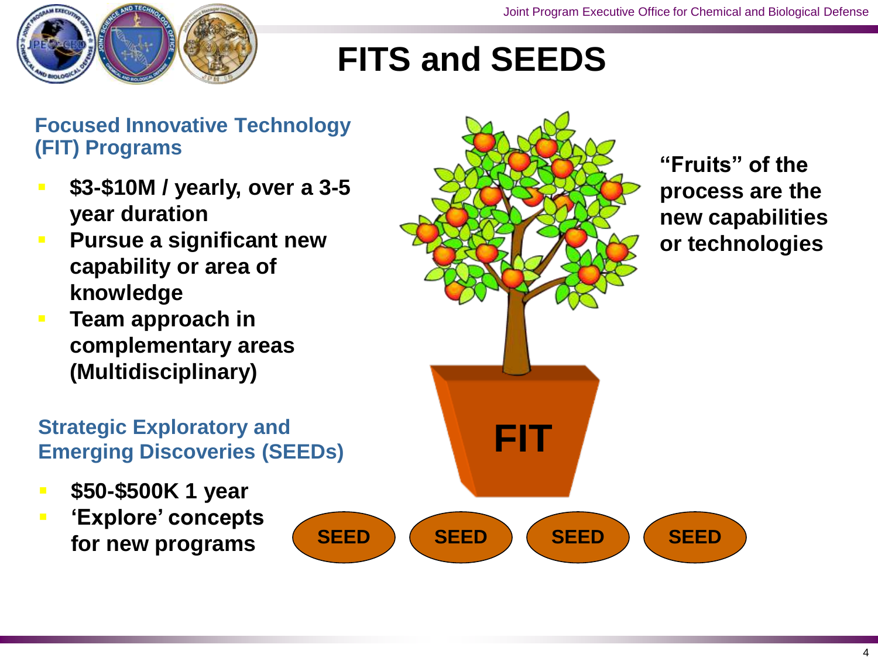# FITS and SEEDS

## Focused Innovative Technology (FIT) Programs

- **$3-$10M / yearly, over a 3-5 year duration**
- **Pursue a significant new capability or area of knowledge**
- **Team approach in complementary areas (Multidisciplinary)**

## Strategic Exploratory and Emerging Discoveries (SEEDs)

- **$50-$500K 1 year**
- **'Explore' concepts for new programs**

**FIT**

**SEED** **SEED** **SEED** **SEED**

**"Fruits" of the process are the new capabilities or technologies**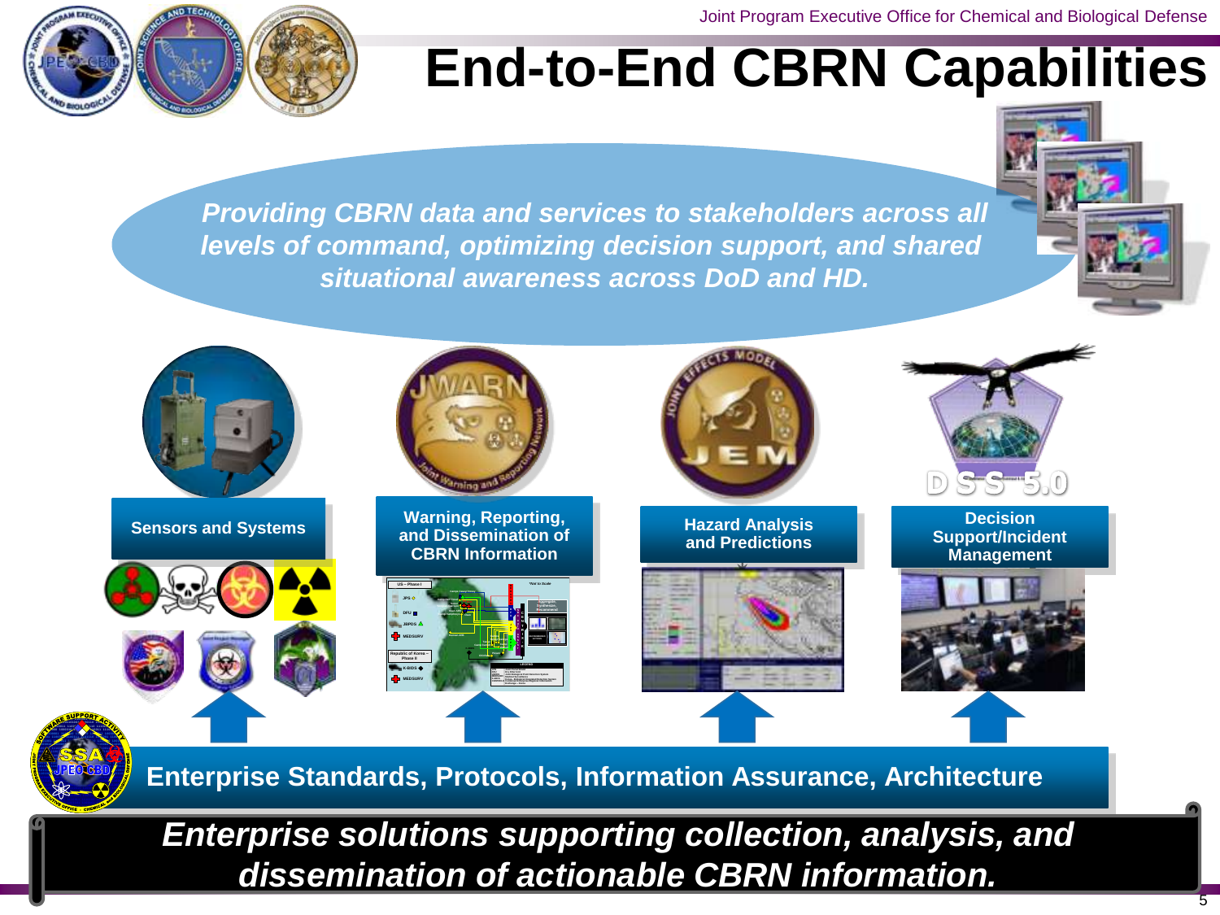# End-to-End CBRN Capabilities

*Providing CBRN data and services to stakeholders across all levels of command, optimizing decision support, and shared situational awareness across DoD and HD.*

**Sensors and Systems**

**Warning, Reporting, and Dissemination of CBRN Information**

**Hazard Analysis and Predictions**

**Decision Support/Incident Management**

**Enterprise Standards, Protocols, Information Assurance, Architecture**

***Enterprise solutions supporting collection, analysis, and dissemination of actionable CBRN information.***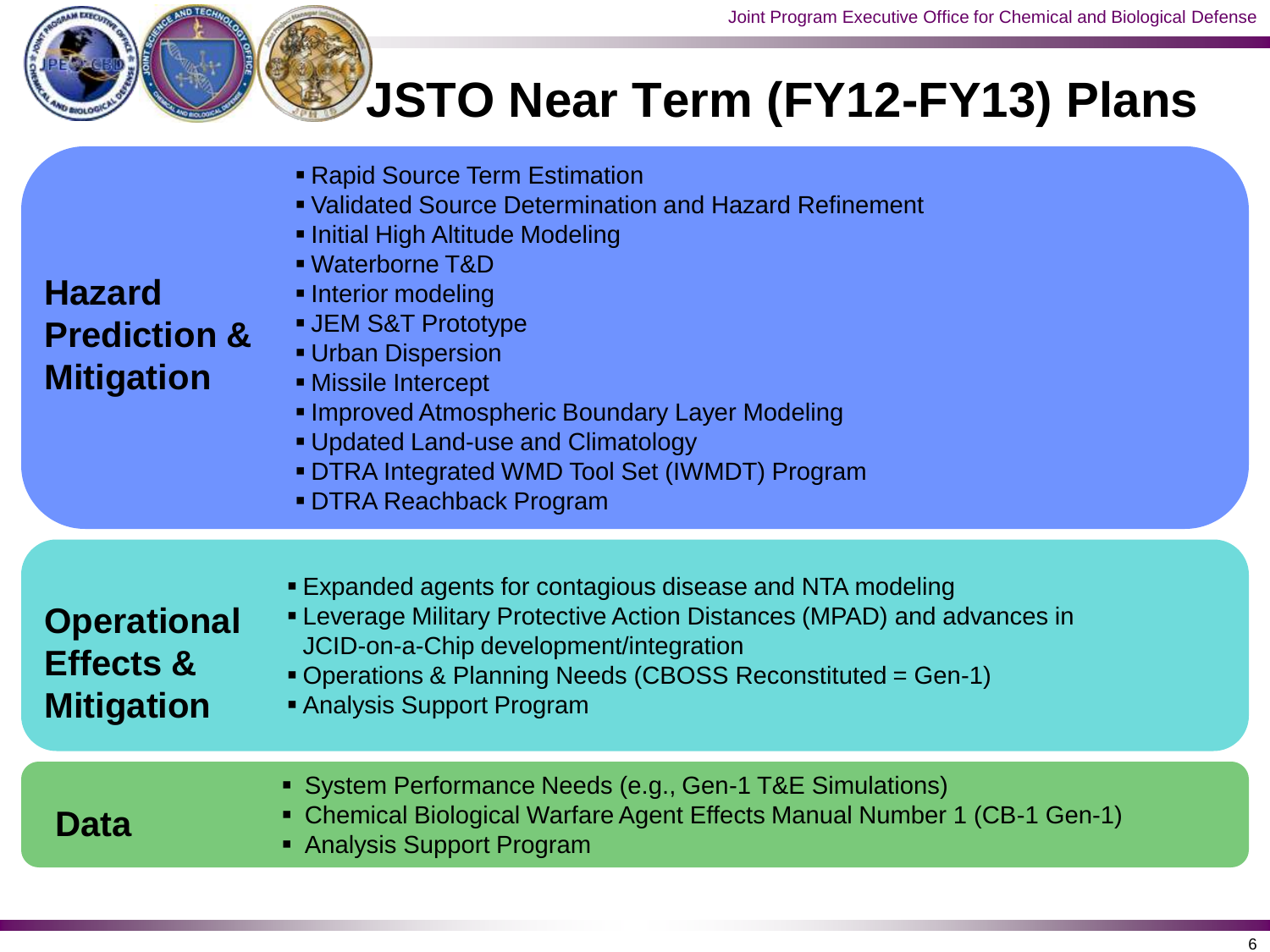# JSTO Near Term (FY12-FY13) Plans

## Hazard Prediction & Mitigation

- Rapid Source Term Estimation
- Validated Source Determination and Hazard Refinement
- Initial High Altitude Modeling
- Waterborne T&D
- Interior modeling
- JEM S&T Prototype
- Urban Dispersion
- Missile Intercept
- Improved Atmospheric Boundary Layer Modeling
- Updated Land-use and Climatology
- DTRA Integrated WMD Tool Set (IWMDT) Program
- DTRA Reachback Program

## Operational Effects & Mitigation

- Expanded agents for contagious disease and NTA modeling
- Leverage Military Protective Action Distances (MPAD) and advances in JCID-on-a-Chip development/integration
- Operations & Planning Needs (CBOSS Reconstituted = Gen-1)
- Analysis Support Program

## Data

- System Performance Needs (e.g., Gen-1 T&E Simulations)
- Chemical Biological Warfare Agent Effects Manual Number 1 (CB-1 Gen-1)
- Analysis Support Program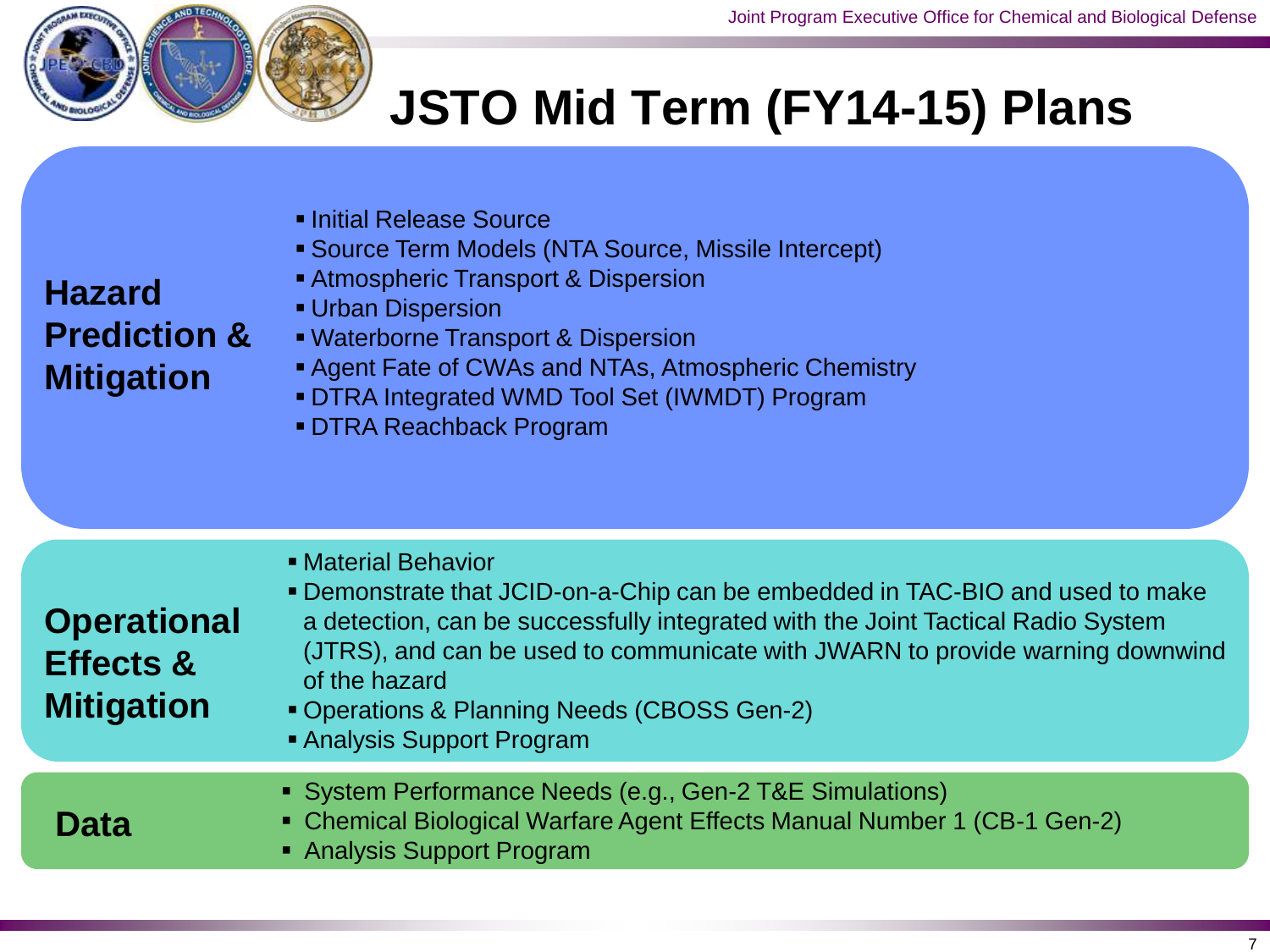# JSTO Mid Term (FY14-15) Plans

## Hazard Prediction & Mitigation

- Initial Release Source
- Source Term Models (NTA Source, Missile Intercept)
- Atmospheric Transport & Dispersion
- Urban Dispersion
- Waterborne Transport & Dispersion
- Agent Fate of CWAs and NTAs, Atmospheric Chemistry
- DTRA Integrated WMD Tool Set (IWMDT) Program
- DTRA Reachback Program

## Operational Effects & Mitigation

- Material Behavior
- Demonstrate that JCID-on-a-Chip can be embedded in TAC-BIO and used to make a detection, can be successfully integrated with the Joint Tactical Radio System (JTRS), and can be used to communicate with JWARN to provide warning downwind of the hazard
- Operations & Planning Needs (CBOSS Gen-2)
- Analysis Support Program

## Data

- System Performance Needs (e.g., Gen-2 T&E Simulations)
- Chemical Biological Warfare Agent Effects Manual Number 1 (CB-1 Gen-2)
- Analysis Support Program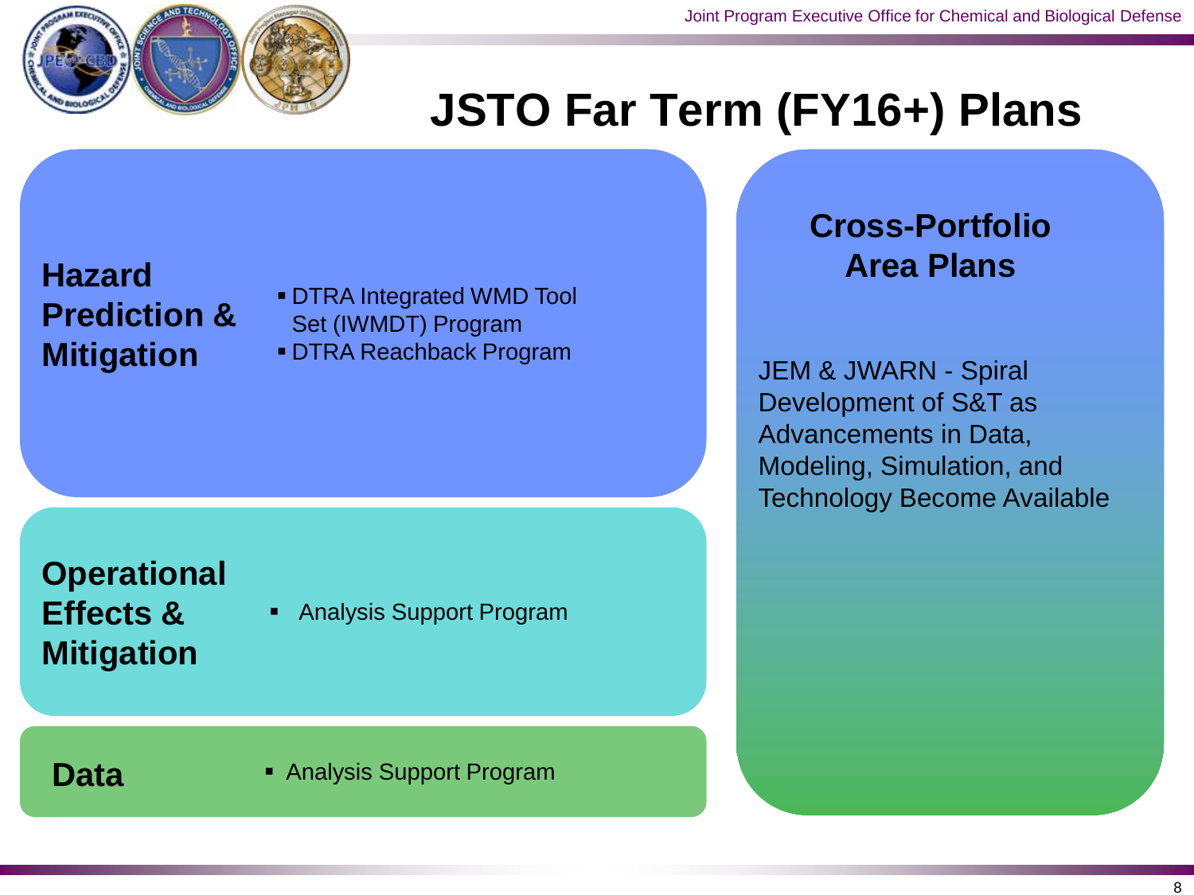# JSTO Far Term (FY16+) Plans

**Hazard Prediction & Mitigation**

- DTRA Integrated WMD Tool Set (IWMDT) Program
- DTRA Reachback Program

**Operational Effects & Mitigation**

- Analysis Support Program

**Data**

- Analysis Support Program

## Cross-Portfolio Area Plans

JEM & JWARN - Spiral Development of S&T as Advancements in Data, Modeling, Simulation, and Technology Become Available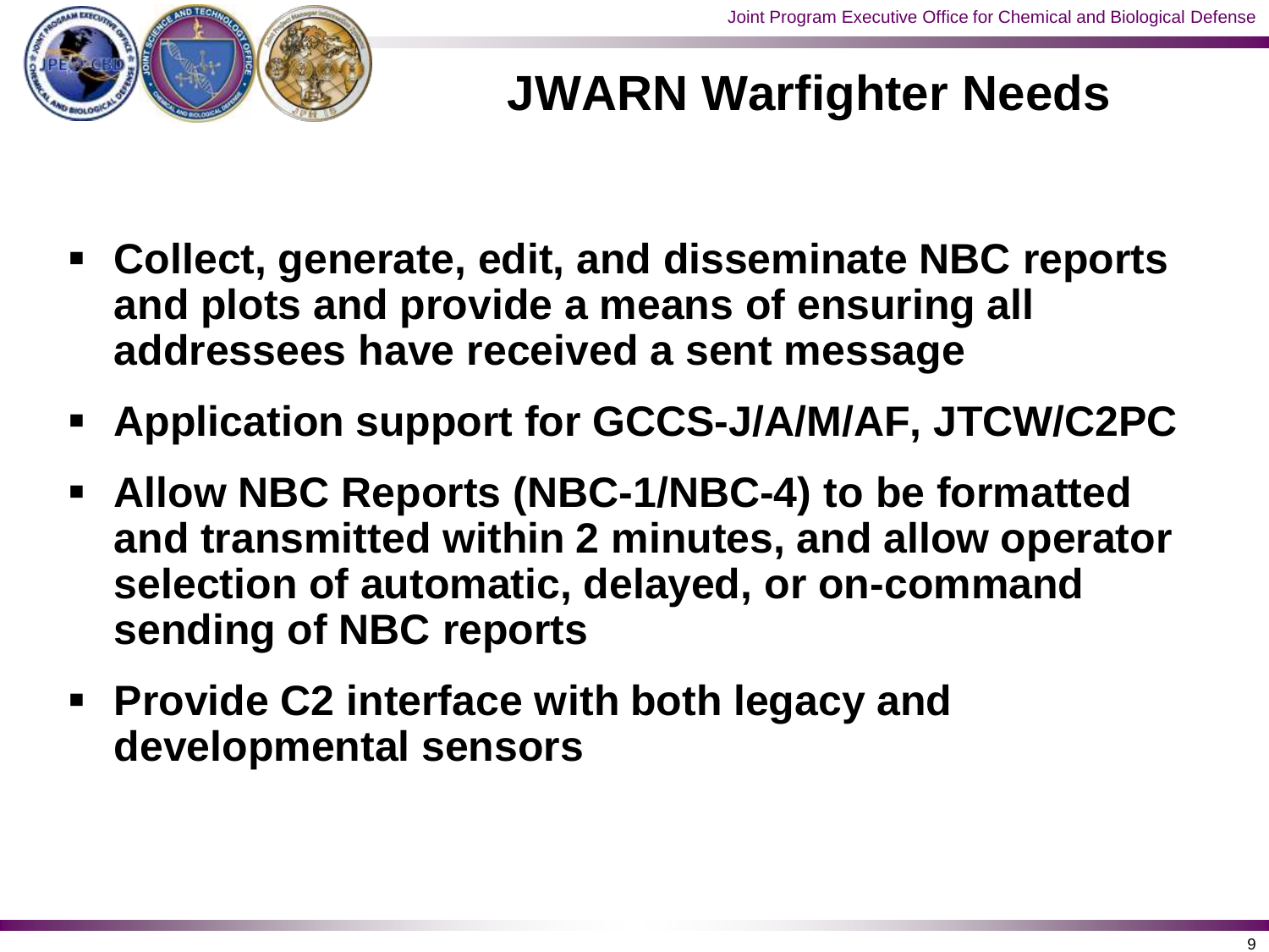# JWARN Warfighter Needs

- **Collect, generate, edit, and disseminate NBC reports and plots and provide a means of ensuring all addressees have received a sent message**
- **Application support for GCCS-J/A/M/AF, JTCW/C2PC**
- **Allow NBC Reports (NBC-1/NBC-4) to be formatted and transmitted within 2 minutes, and allow operator selection of automatic, delayed, or on-command sending of NBC reports**
- **Provide C2 interface with both legacy and developmental sensors**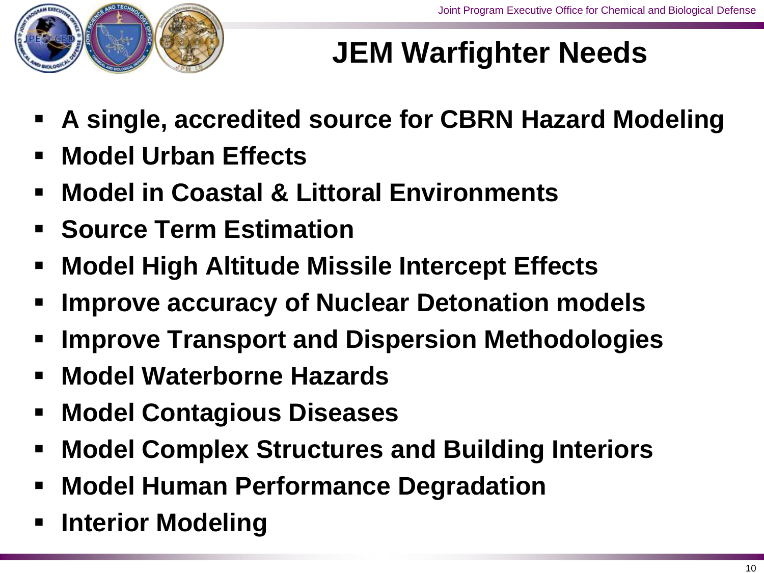# JEM Warfighter Needs

- **A single, accredited source for CBRN Hazard Modeling**
- **Model Urban Effects**
- **Model in Coastal & Littoral Environments**
- **Source Term Estimation**
- **Model High Altitude Missile Intercept Effects**
- **Improve accuracy of Nuclear Detonation models**
- **Improve Transport and Dispersion Methodologies**
- **Model Waterborne Hazards**
- **Model Contagious Diseases**
- **Model Complex Structures and Building Interiors**
- **Model Human Performance Degradation**
- **Interior Modeling**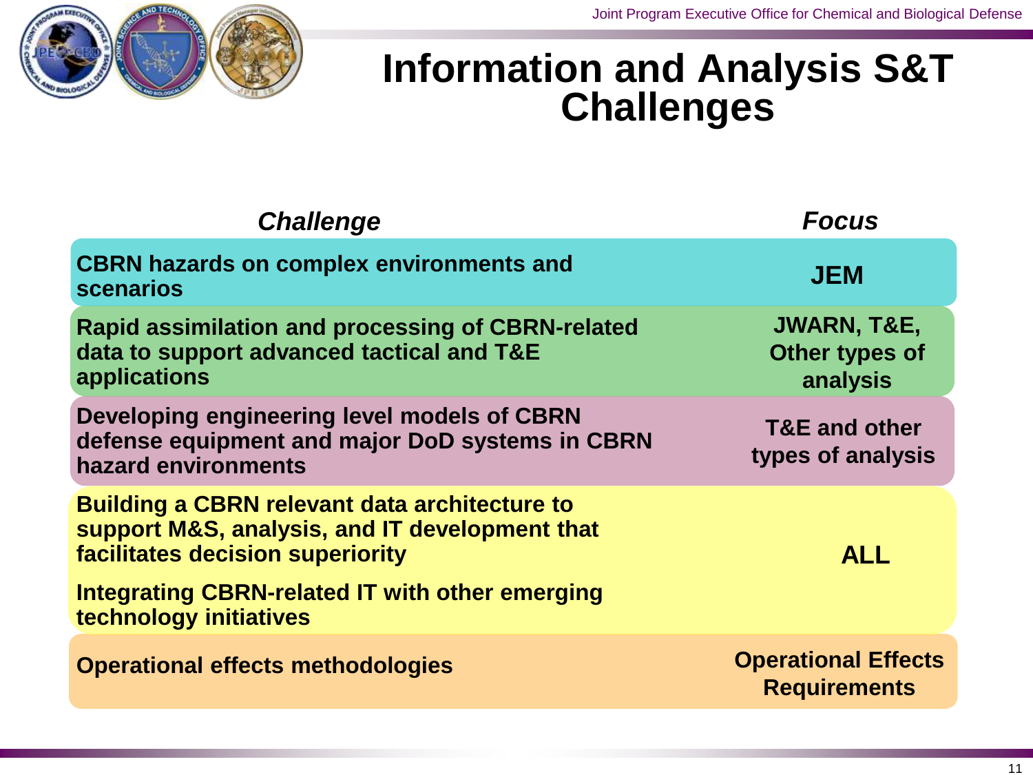# Information and Analysis S&T Challenges

| *Challenge* | *Focus* |
|---|---|
| CBRN hazards on complex environments and scenarios | JEM |
| Rapid assimilation and processing of CBRN-related data to support advanced tactical and T&E applications | JWARN, T&E, Other types of analysis |
| Developing engineering level models of CBRN defense equipment and major DoD systems in CBRN hazard environments | T&E and other types of analysis |
| Building a CBRN relevant data architecture to support M&S, analysis, and IT development that facilitates decision superiority<br><br>Integrating CBRN-related IT with other emerging technology initiatives | ALL |
| Operational effects methodologies | Operational Effects Requirements |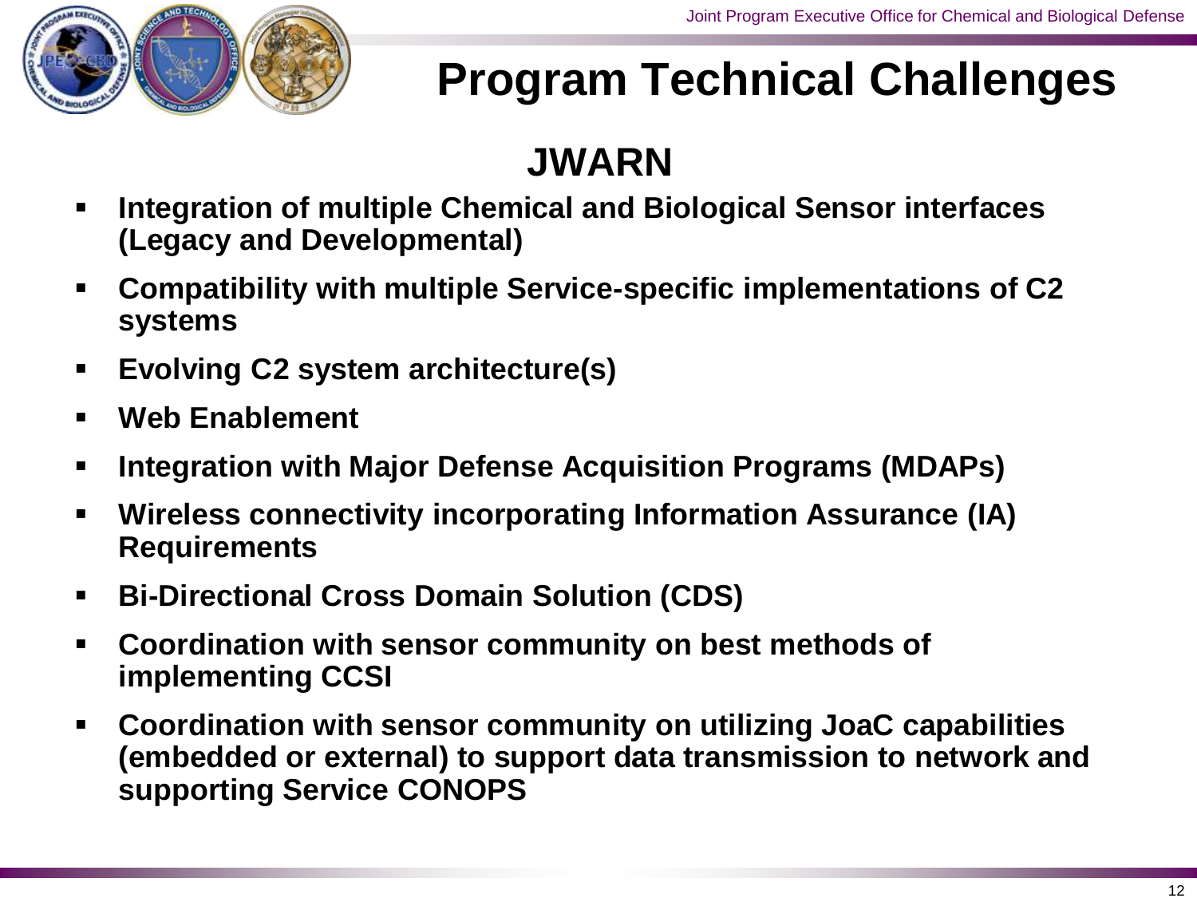# Program Technical Challenges

## JWARN

- Integration of multiple Chemical and Biological Sensor interfaces (Legacy and Developmental)
- Compatibility with multiple Service-specific implementations of C2 systems
- Evolving C2 system architecture(s)
- Web Enablement
- Integration with Major Defense Acquisition Programs (MDAPs)
- Wireless connectivity incorporating Information Assurance (IA) Requirements
- Bi-Directional Cross Domain Solution (CDS)
- Coordination with sensor community on best methods of implementing CCSI
- Coordination with sensor community on utilizing JoaC capabilities (embedded or external) to support data transmission to network and supporting Service CONOPS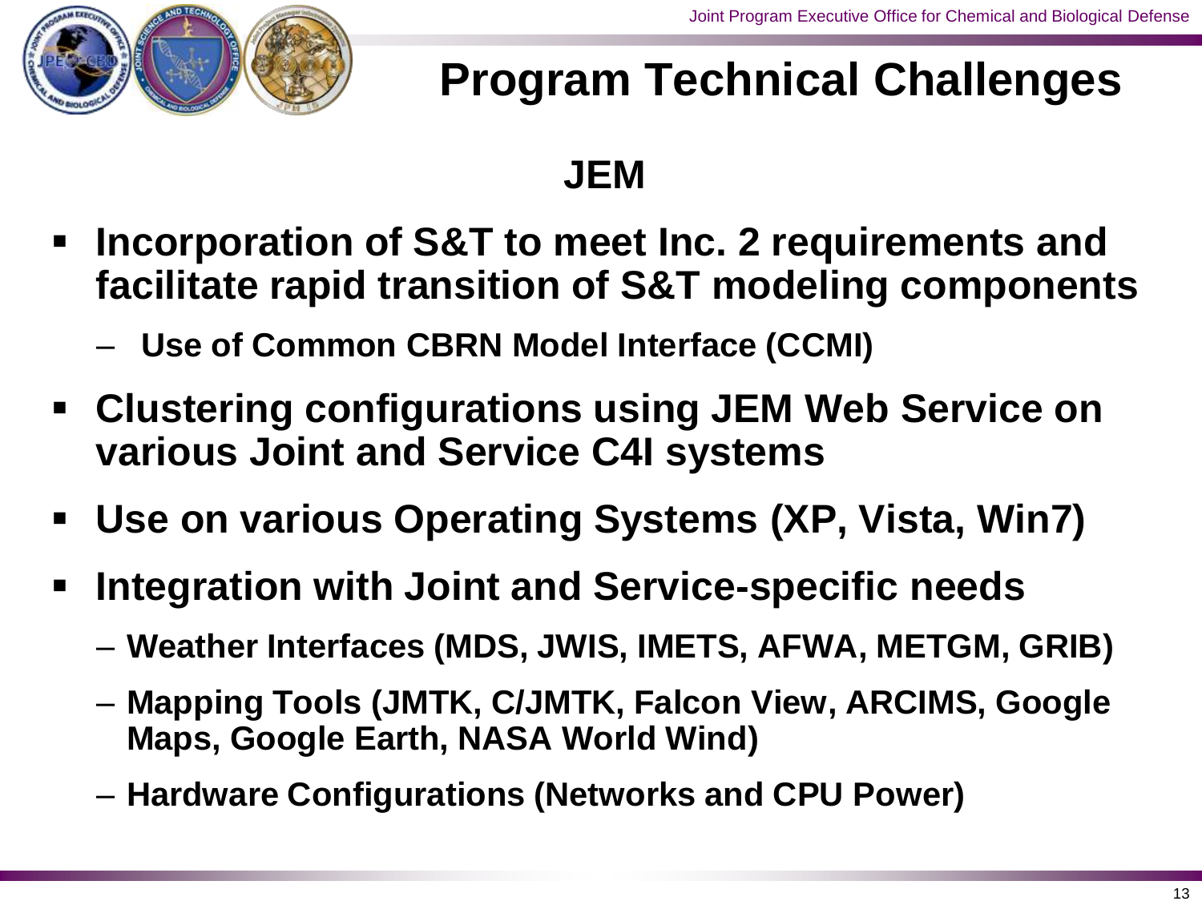# Program Technical Challenges

## JEM

- **Incorporation of S&T to meet Inc. 2 requirements and facilitate rapid transition of S&T modeling components**
  - **Use of Common CBRN Model Interface (CCMI)**
- **Clustering configurations using JEM Web Service on various Joint and Service C4I systems**
- **Use on various Operating Systems (XP, Vista, Win7)**
- **Integration with Joint and Service-specific needs**
  - **Weather Interfaces (MDS, JWIS, IMETS, AFWA, METGM, GRIB)**
  - **Mapping Tools (JMTK, C/JMTK, Falcon View, ARCIMS, Google Maps, Google Earth, NASA World Wind)**
  - **Hardware Configurations (Networks and CPU Power)**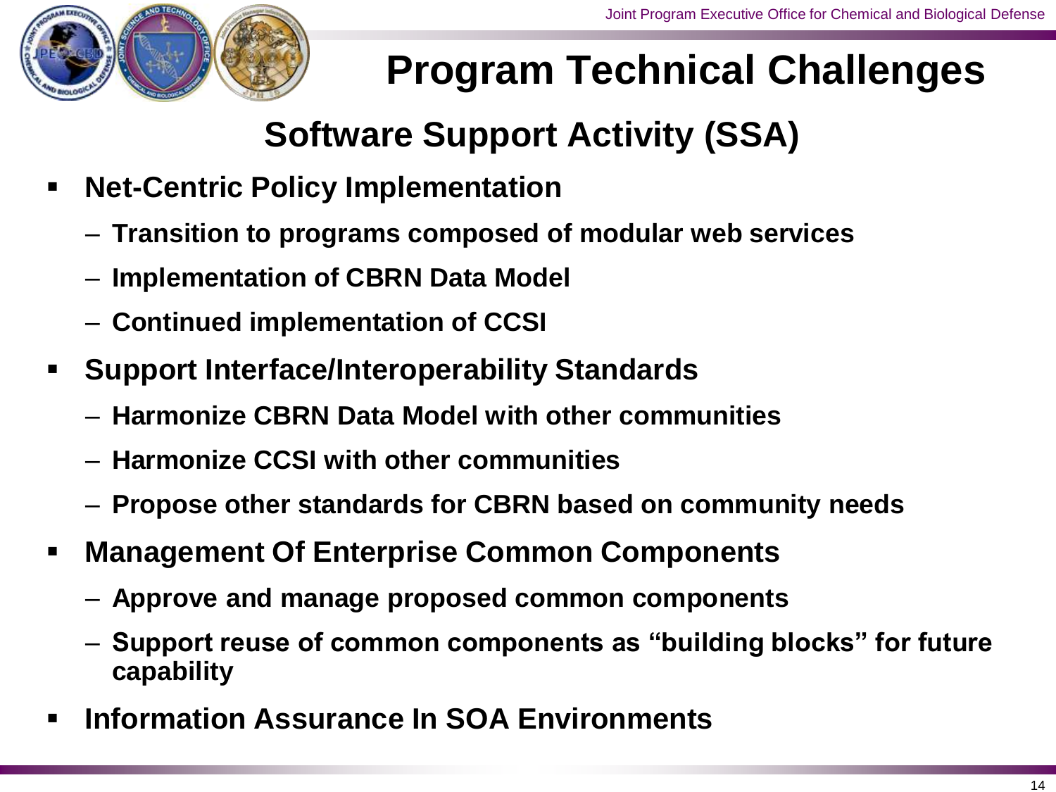# Program Technical Challenges

## Software Support Activity (SSA)

- **Net-Centric Policy Implementation**
  - **Transition to programs composed of modular web services**
  - **Implementation of CBRN Data Model**
  - **Continued implementation of CCSI**
- **Support Interface/Interoperability Standards**
  - **Harmonize CBRN Data Model with other communities**
  - **Harmonize CCSI with other communities**
  - **Propose other standards for CBRN based on community needs**
- **Management Of Enterprise Common Components**
  - **Approve and manage proposed common components**
  - **Support reuse of common components as "building blocks" for future capability**
- **Information Assurance In SOA Environments**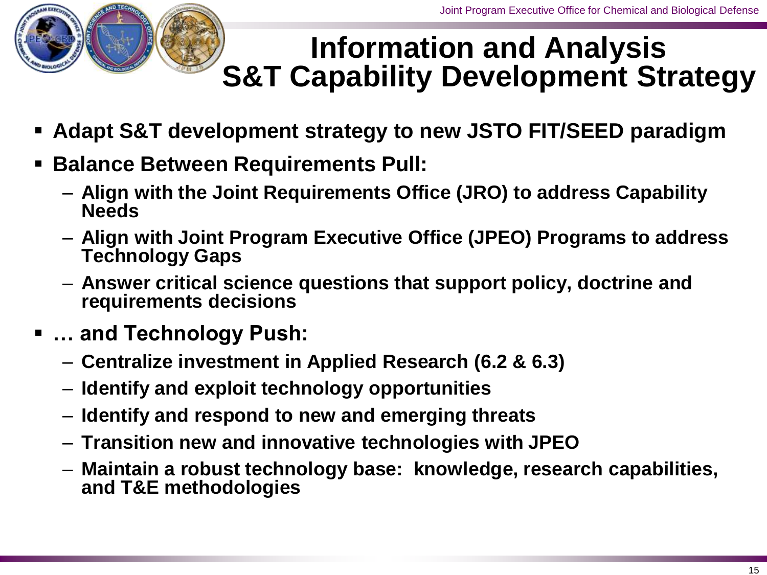# Information and Analysis S&T Capability Development Strategy

- **Adapt S&T development strategy to new JSTO FIT/SEED paradigm**
- **Balance Between Requirements Pull:**
  - **Align with the Joint Requirements Office (JRO) to address Capability Needs**
  - **Align with Joint Program Executive Office (JPEO) Programs to address Technology Gaps**
  - **Answer critical science questions that support policy, doctrine and requirements decisions**
- **… and Technology Push:**
  - **Centralize investment in Applied Research (6.2 & 6.3)**
  - **Identify and exploit technology opportunities**
  - **Identify and respond to new and emerging threats**
  - **Transition new and innovative technologies with JPEO**
  - **Maintain a robust technology base: knowledge, research capabilities, and T&E methodologies**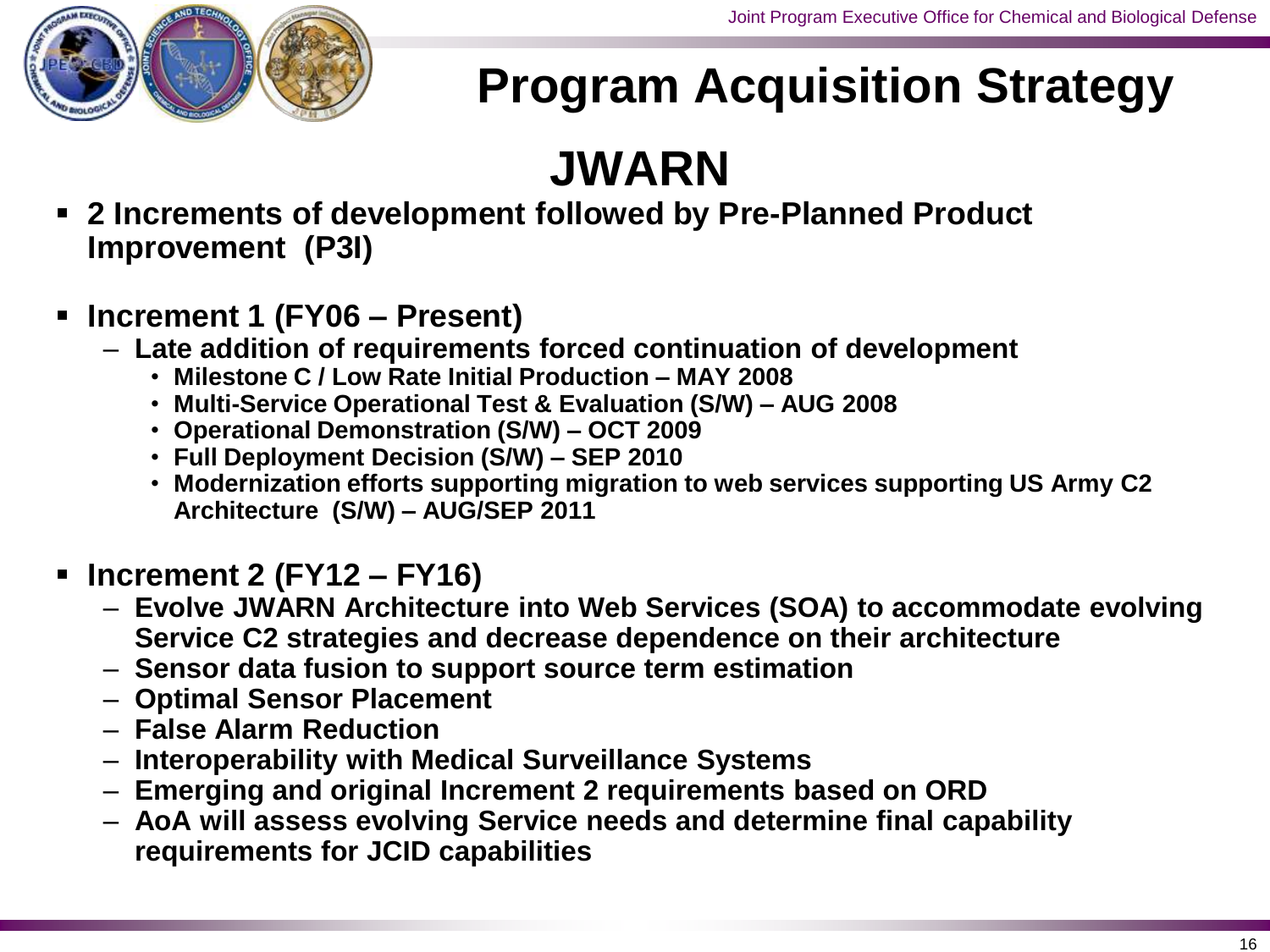# Program Acquisition Strategy

## JWARN

- **2 Increments of development followed by Pre-Planned Product Improvement (P3I)**

- **Increment 1 (FY06 – Present)**
  - **Late addition of requirements forced continuation of development**
    - **Milestone C / Low Rate Initial Production – MAY 2008**
    - **Multi-Service Operational Test & Evaluation (S/W) – AUG 2008**
    - **Operational Demonstration (S/W) – OCT 2009**
    - **Full Deployment Decision (S/W) – SEP 2010**
    - **Modernization efforts supporting migration to web services supporting US Army C2 Architecture (S/W) – AUG/SEP 2011**

- **Increment 2 (FY12 – FY16)**
  - **Evolve JWARN Architecture into Web Services (SOA) to accommodate evolving Service C2 strategies and decrease dependence on their architecture**
  - **Sensor data fusion to support source term estimation**
  - **Optimal Sensor Placement**
  - **False Alarm Reduction**
  - **Interoperability with Medical Surveillance Systems**
  - **Emerging and original Increment 2 requirements based on ORD**
  - **AoA will assess evolving Service needs and determine final capability requirements for JCID capabilities**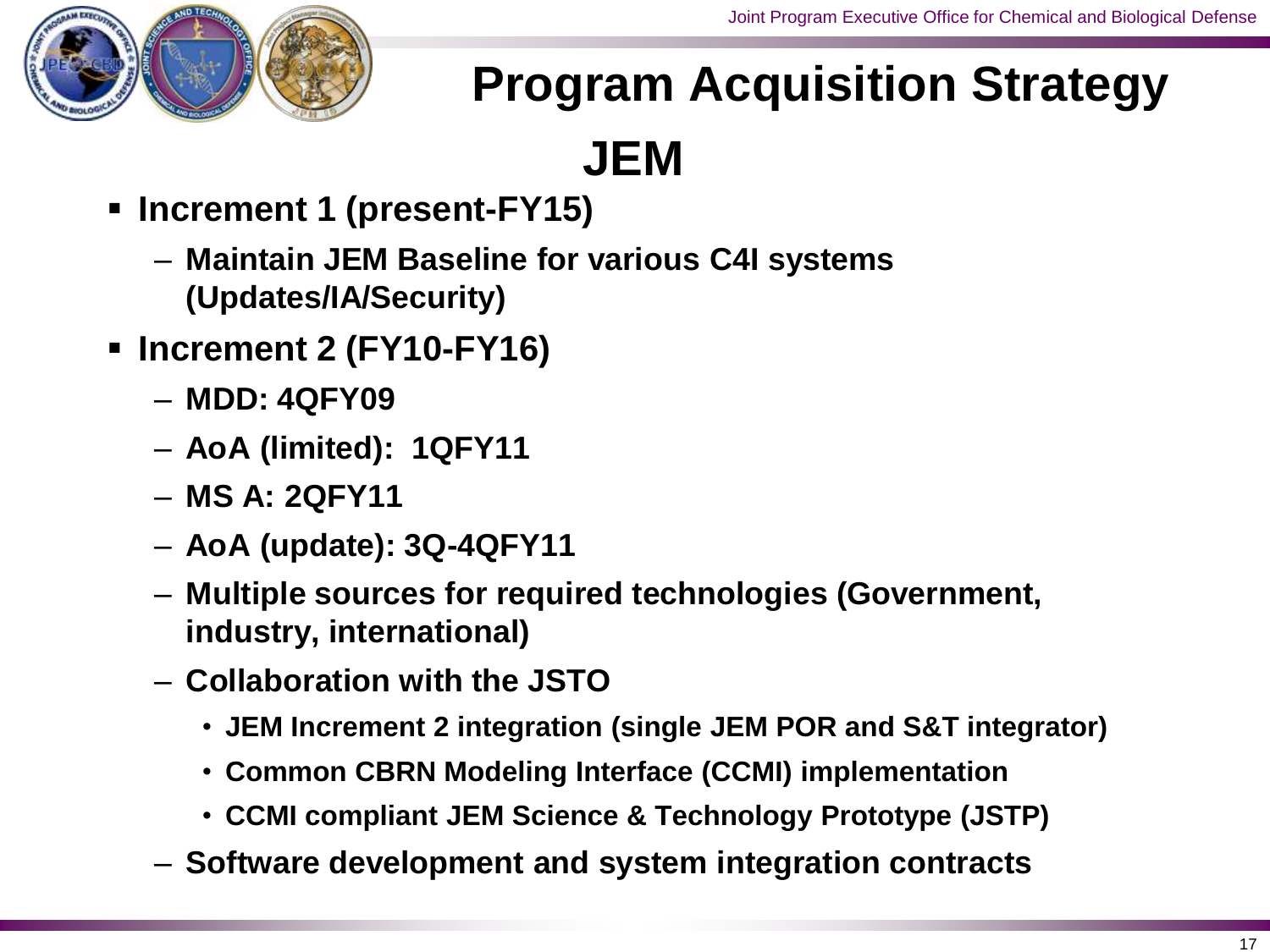# Program Acquisition Strategy

## JEM

- **Increment 1 (present-FY15)**
  - **Maintain JEM Baseline for various C4I systems (Updates/IA/Security)**
- **Increment 2 (FY10-FY16)**
  - **MDD: 4QFY09**
  - **AoA (limited): 1QFY11**
  - **MS A: 2QFY11**
  - **AoA (update): 3Q-4QFY11**
  - **Multiple sources for required technologies (Government, industry, international)**
  - **Collaboration with the JSTO**
    - **JEM Increment 2 integration (single JEM POR and S&T integrator)**
    - **Common CBRN Modeling Interface (CCMI) implementation**
    - **CCMI compliant JEM Science & Technology Prototype (JSTP)**
  - **Software development and system integration contracts**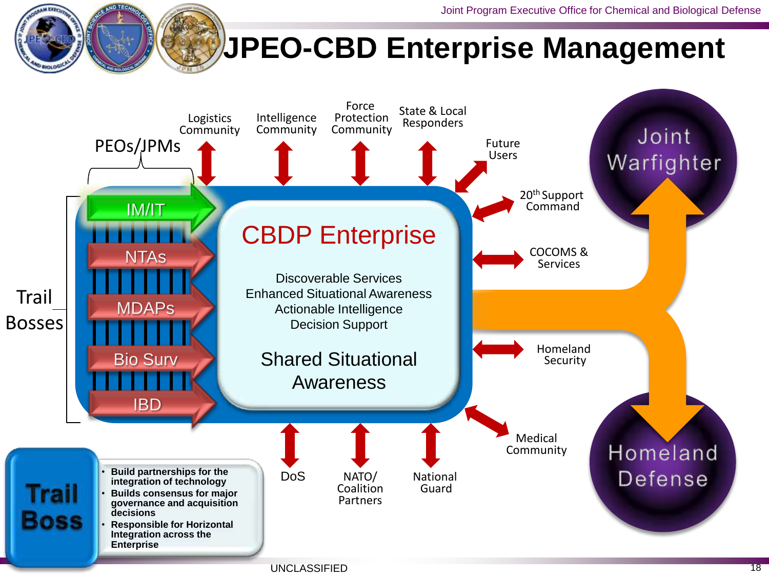# JPEO-CBD Enterprise Management

PEOs/JPMs

- IM/IT
- NTAs
- MDAPs
- Bio Surv
- IBD

Trail Bosses

## CBDP Enterprise

Discoverable Services
Enhanced Situational Awareness
Actionable Intelligence
Decision Support

Shared Situational Awareness

Logistics Community

Intelligence Community

Force Protection Community

State & Local Responders

Future Users

20th Support Command

COCOMS & Services

Homeland Security

Medical Community

DoS

NATO/ Coalition Partners

National Guard

Joint Warfighter

Homeland Defense

**Trail Boss**

- **Build partnerships for the integration of technology**
- **Builds consensus for major governance and acquisition decisions**
- **Responsible for Horizontal Integration across the Enterprise**

UNCLASSIFIED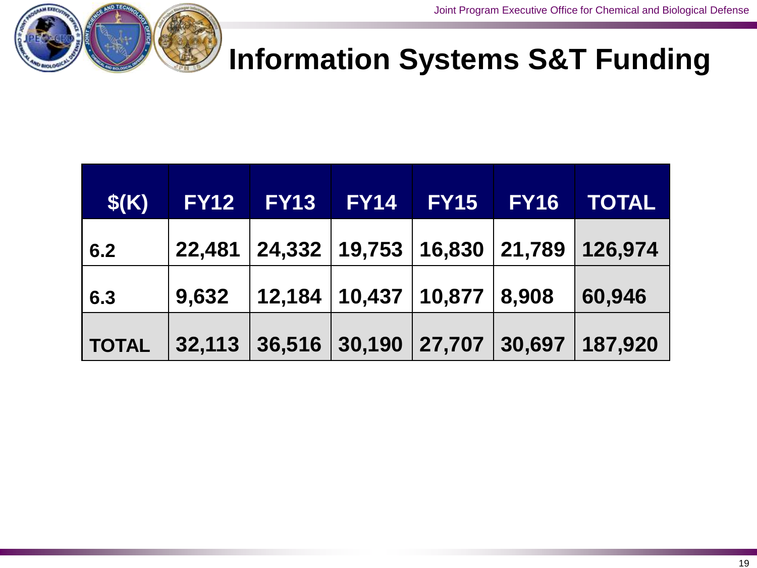# Information Systems S&T Funding

| $(K) | FY12 | FY13 | FY14 | FY15 | FY16 | TOTAL |
|---|---|---|---|---|---|---|
| 6.2 | 22,481 | 24,332 | 19,753 | 16,830 | 21,789 | 126,974 |
| 6.3 | 9,632 | 12,184 | 10,437 | 10,877 | 8,908 | 60,946 |
| TOTAL | 32,113 | 36,516 | 30,190 | 27,707 | 30,697 | 187,920 |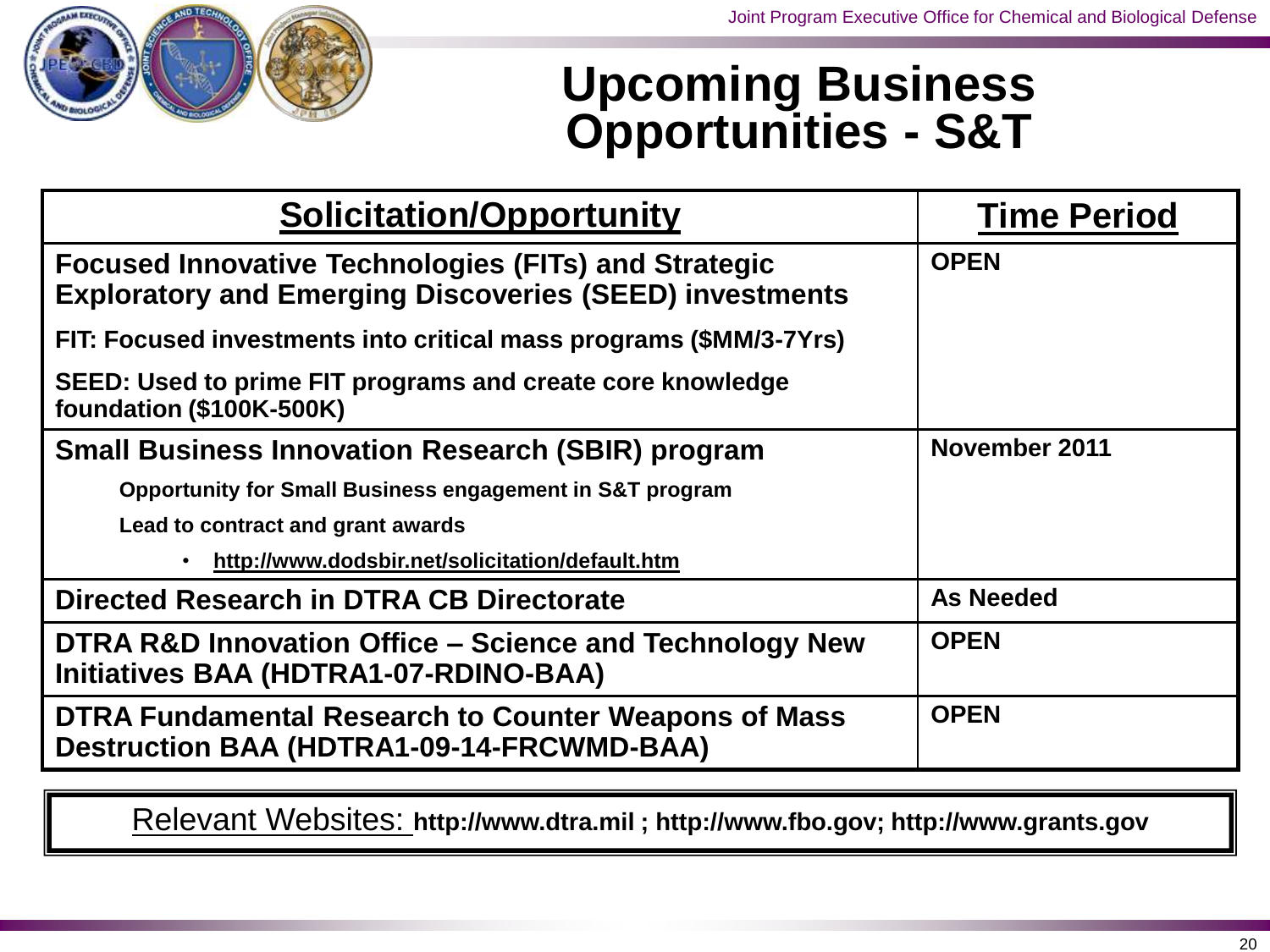# Upcoming Business Opportunities - S&T

| Solicitation/Opportunity | Time Period |
|---|---|
| **Focused Innovative Technologies (FITs) and Strategic Exploratory and Emerging Discoveries (SEED) investments**<br>**FIT: Focused investments into critical mass programs ($MM/3-7Yrs)**<br>**SEED: Used to prime FIT programs and create core knowledge foundation ($100K-500K)** | **OPEN** |
| **Small Business Innovation Research (SBIR) program**<br>**Opportunity for Small Business engagement in S&T program**<br>**Lead to contract and grant awards**<br>• **http://www.dodsbir.net/solicitation/default.htm** | **November 2011** |
| **Directed Research in DTRA CB Directorate** | **As Needed** |
| **DTRA R&D Innovation Office – Science and Technology New Initiatives BAA (HDTRA1-07-RDINO-BAA)** | **OPEN** |
| **DTRA Fundamental Research to Counter Weapons of Mass Destruction BAA (HDTRA1-09-14-FRCWMD-BAA)** | **OPEN** |

Relevant Websites: **http://www.dtra.mil ; http://www.fbo.gov; http://www.grants.gov**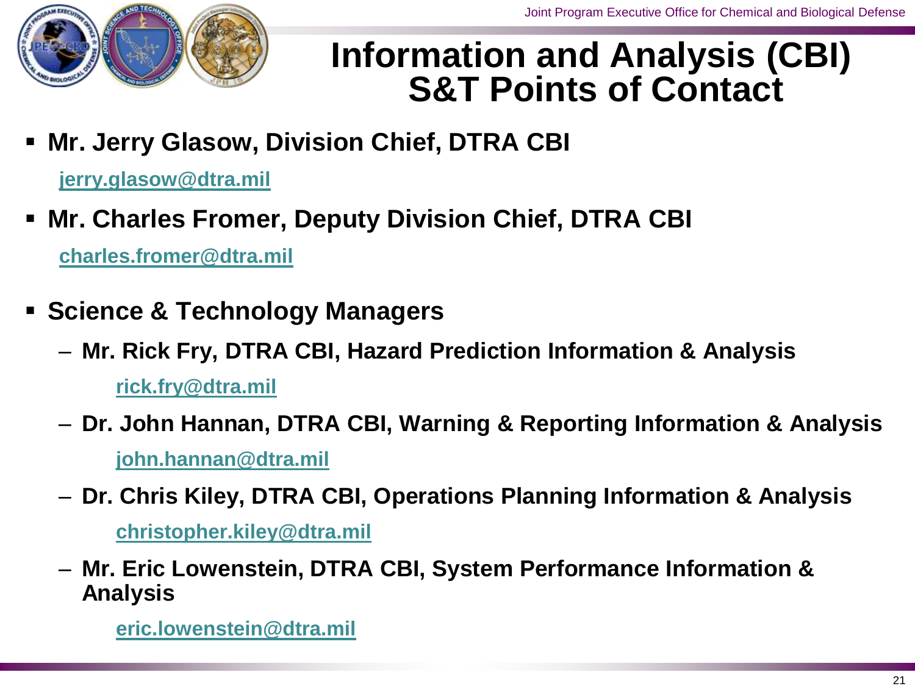# Information and Analysis (CBI) S&T Points of Contact

- **Mr. Jerry Glasow, Division Chief, DTRA CBI**

  **jerry.glasow@dtra.mil**

- **Mr. Charles Fromer, Deputy Division Chief, DTRA CBI**

  **charles.fromer@dtra.mil**

- **Science & Technology Managers**
  - **Mr. Rick Fry, DTRA CBI, Hazard Prediction Information & Analysis**

    **rick.fry@dtra.mil**

  - **Dr. John Hannan, DTRA CBI, Warning & Reporting Information & Analysis**

    **john.hannan@dtra.mil**

  - **Dr. Chris Kiley, DTRA CBI, Operations Planning Information & Analysis**

    **christopher.kiley@dtra.mil**

  - **Mr. Eric Lowenstein, DTRA CBI, System Performance Information & Analysis**

    **eric.lowenstein@dtra.mil**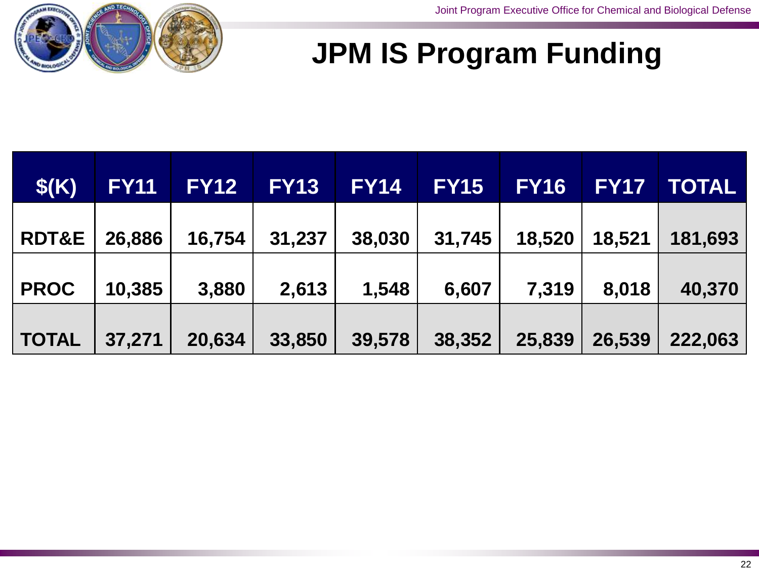# JPM IS Program Funding

| $(K) | FY11 | FY12 | FY13 | FY14 | FY15 | FY16 | FY17 | TOTAL |
|---|---|---|---|---|---|---|---|---|
| RDT&E | 26,886 | 16,754 | 31,237 | 38,030 | 31,745 | 18,520 | 18,521 | 181,693 |
| PROC | 10,385 | 3,880 | 2,613 | 1,548 | 6,607 | 7,319 | 8,018 | 40,370 |
| TOTAL | 37,271 | 20,634 | 33,850 | 39,578 | 38,352 | 25,839 | 26,539 | 222,063 |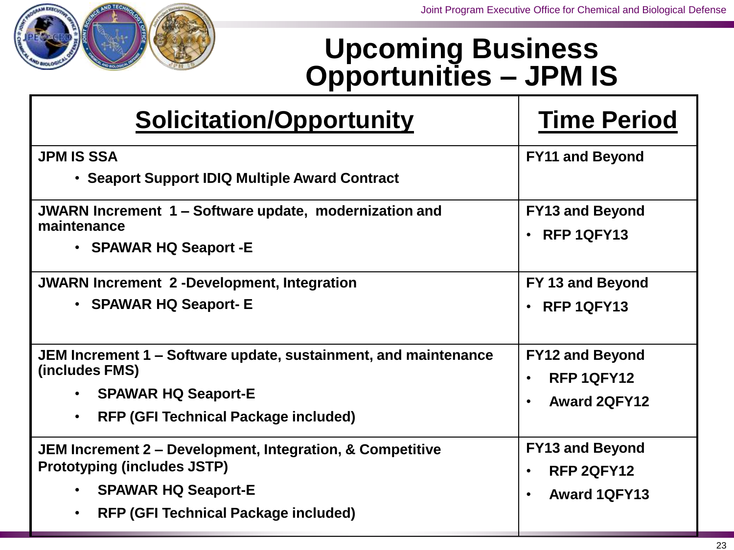# Upcoming Business Opportunities – JPM IS

| Solicitation/Opportunity | Time Period |
|---|---|
| **JPM IS SSA**<br>• Seaport Support IDIQ Multiple Award Contract | FY11 and Beyond |
| **JWARN Increment 1 – Software update, modernization and maintenance**<br>• SPAWAR HQ Seaport -E | FY13 and Beyond<br>• RFP 1QFY13 |
| **JWARN Increment 2 -Development, Integration**<br>• SPAWAR HQ Seaport- E | FY 13 and Beyond<br>• RFP 1QFY13 |
| **JEM Increment 1 – Software update, sustainment, and maintenance (includes FMS)**<br>• SPAWAR HQ Seaport-E<br>• RFP (GFI Technical Package included) | FY12 and Beyond<br>• RFP 1QFY12<br>• Award 2QFY12 |
| **JEM Increment 2 – Development, Integration, & Competitive Prototyping (includes JSTP)**<br>• SPAWAR HQ Seaport-E<br>• RFP (GFI Technical Package included) | FY13 and Beyond<br>• RFP 2QFY12<br>• Award 1QFY13 |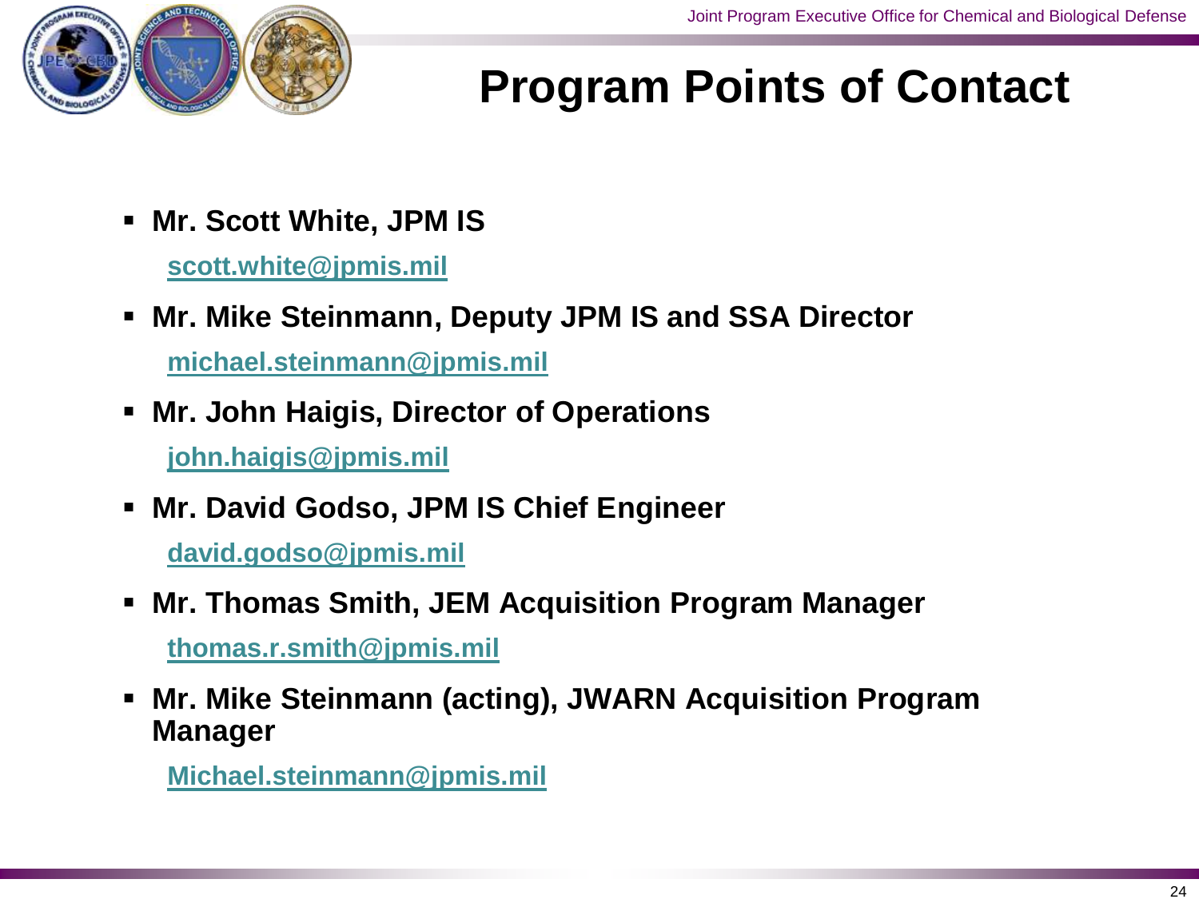# Program Points of Contact

- **Mr. Scott White, JPM IS**

  scott.white@jpmis.mil

- **Mr. Mike Steinmann, Deputy JPM IS and SSA Director**

  michael.steinmann@jpmis.mil

- **Mr. John Haigis, Director of Operations**

  john.haigis@jpmis.mil

- **Mr. David Godso, JPM IS Chief Engineer**

  david.godso@jpmis.mil

- **Mr. Thomas Smith, JEM Acquisition Program Manager**

  thomas.r.smith@jpmis.mil

- **Mr. Mike Steinmann (acting), JWARN Acquisition Program Manager**

  Michael.steinmann@jpmis.mil